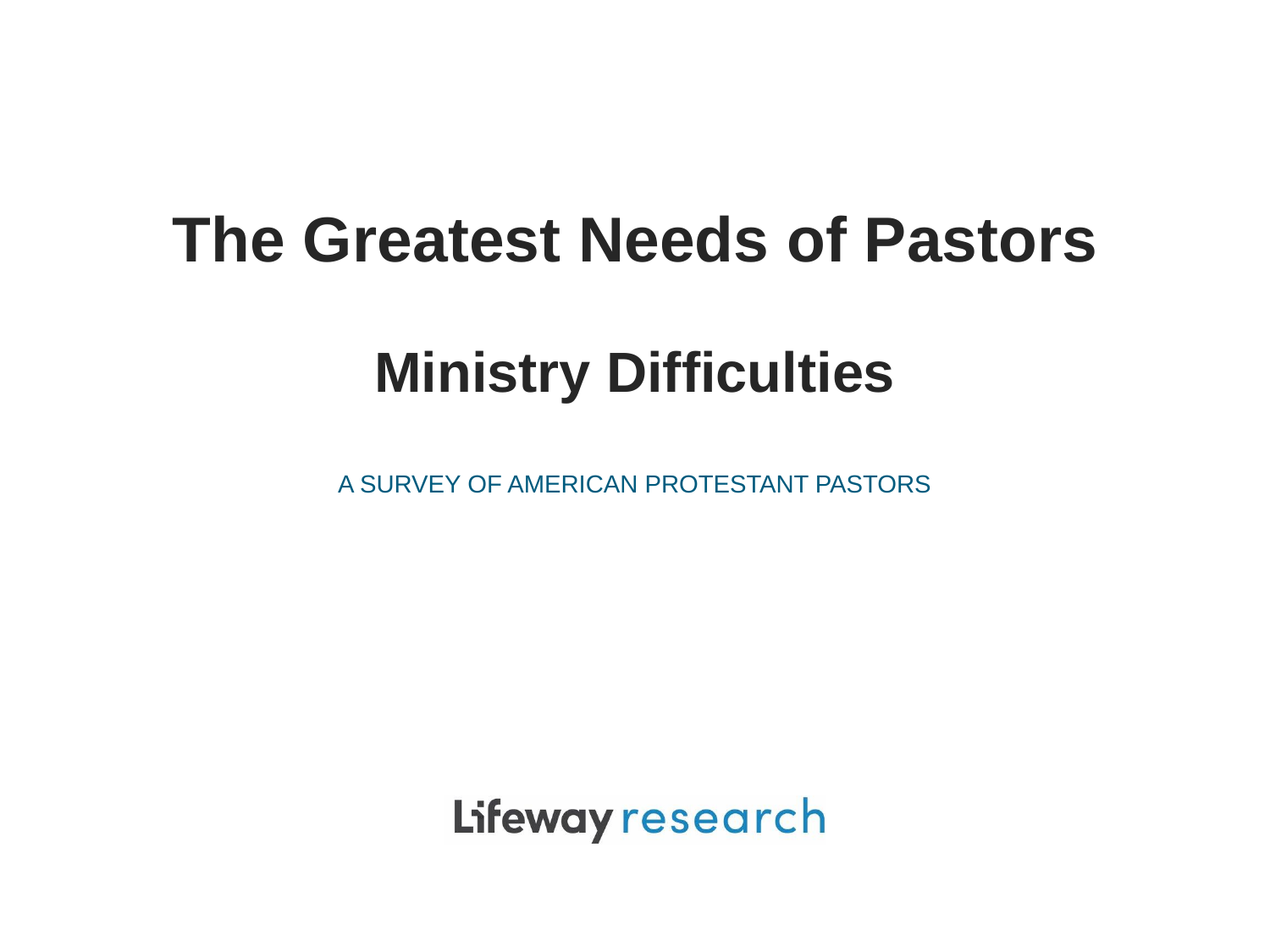# The Greatest Needs of Pastors

## Ministry Difficulties

A SURVEY OF AMERICAN PROTESTANT PASTORS

Lifeway research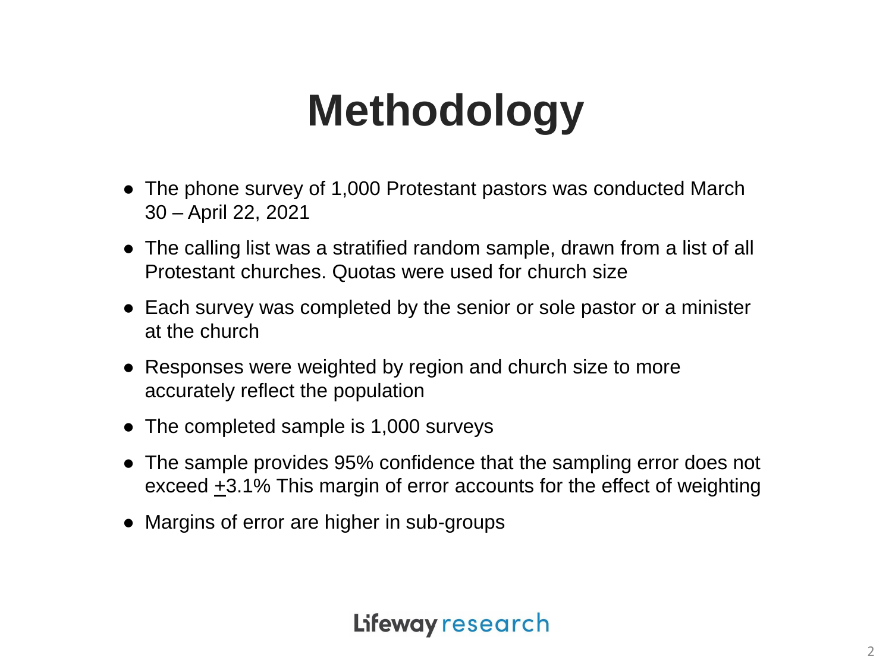# Methodology

- The phone survey of 1,000 Protestant pastors was conducted March 30 – April 22, 2021
- The calling list was a stratified random sample, drawn from a list of all Protestant churches. Quotas were used for church size
- Each survey was completed by the senior or sole pastor or a minister at the church
- Responses were weighted by region and church size to more accurately reflect the population
- The completed sample is 1,000 surveys
- The sample provides 95% confidence that the sampling error does not exceed ±3.1% This margin of error accounts for the effect of weighting
- Margins of error are higher in sub-groups

Lifeway research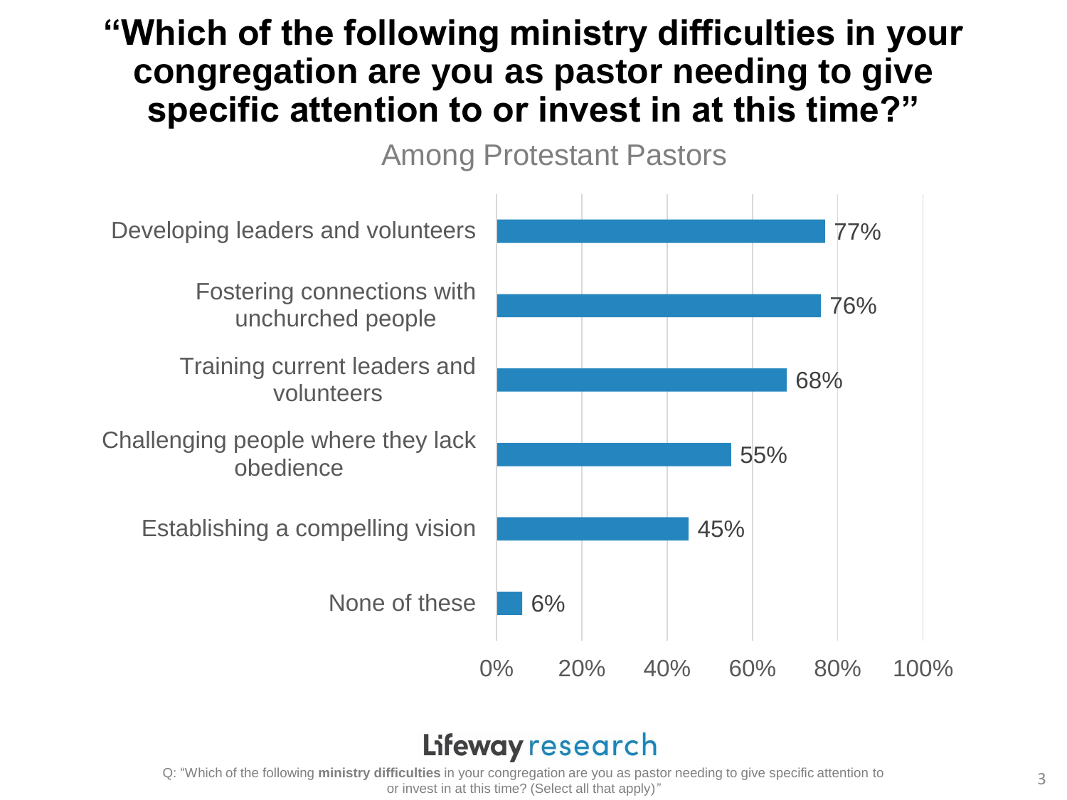# "Which of the following ministry difficulties in your congregation are you as pastor needing to give specific attention to or invest in at this time?"

Among Protestant Pastors

| Response | Percentage |
| --- | --- |
| Developing leaders and volunteers | 77% |
| Fostering connections with unchurched people | 76% |
| Training current leaders and volunteers | 68% |
| Challenging people where they lack obedience | 55% |
| Establishing a compelling vision | 45% |
| None of these | 6% |

Lifeway research

Q: "Which of the following **ministry difficulties** in your congregation are you as pastor needing to give specific attention to or invest in at this time? (Select all that apply)"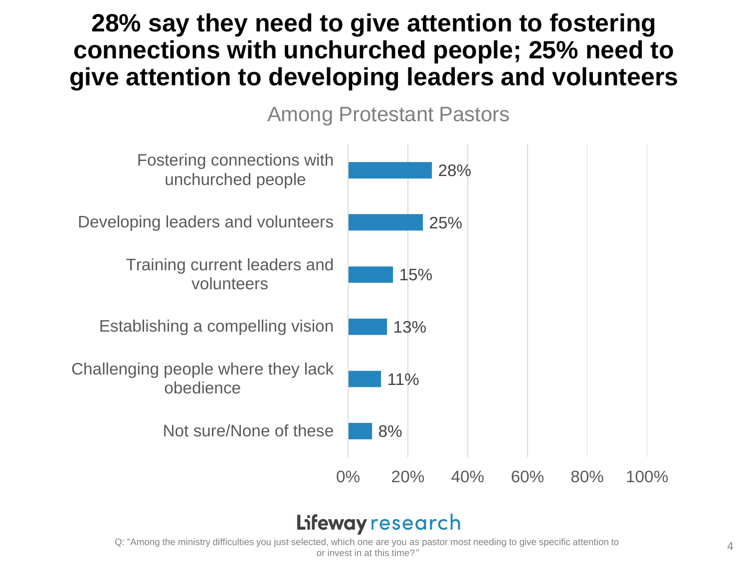# 28% say they need to give attention to fostering connections with unchurched people; 25% need to give attention to developing leaders and volunteers

Among Protestant Pastors

| Response | Percentage |
| --- | --- |
| Fostering connections with unchurched people | 28% |
| Developing leaders and volunteers | 25% |
| Training current leaders and volunteers | 15% |
| Establishing a compelling vision | 13% |
| Challenging people where they lack obedience | 11% |
| Not sure/None of these | 8% |

Lifeway research

Q: "Among the ministry difficulties you just selected, which one are you as pastor most needing to give specific attention to or invest in at this time?"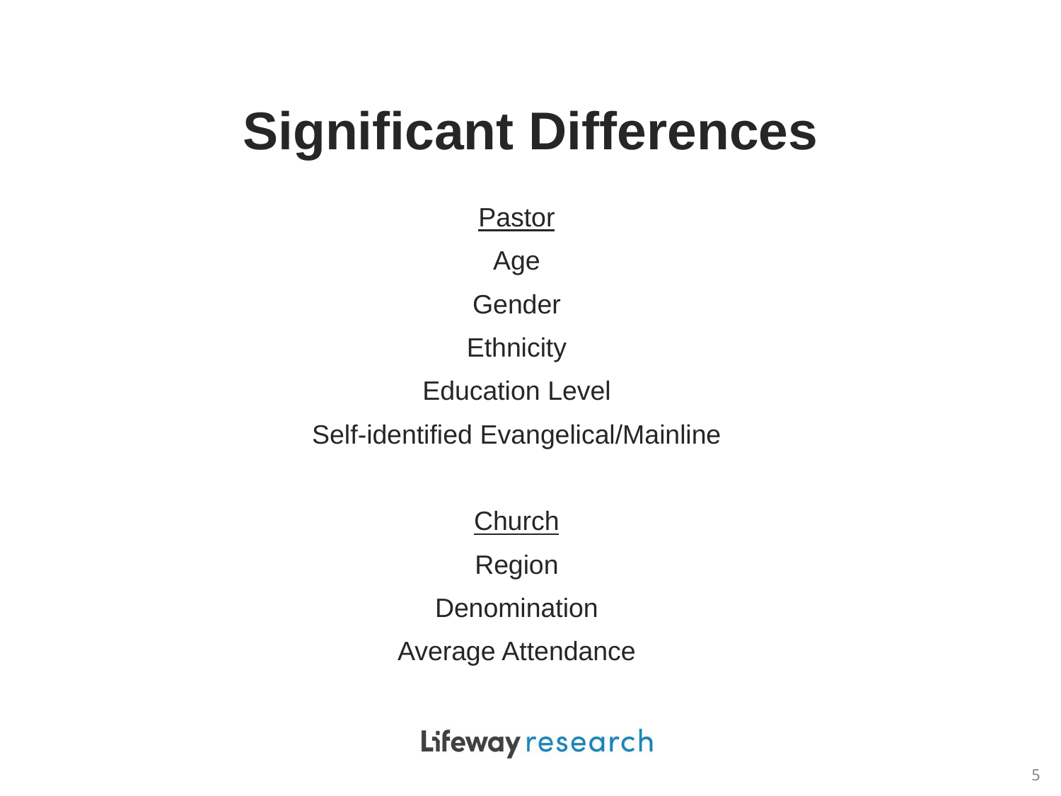# Significant Differences

<u>Pastor</u>

Age

Gender

Ethnicity

Education Level

Self-identified Evangelical/Mainline

<u>Church</u>

Region

Denomination

Average Attendance

Lifeway research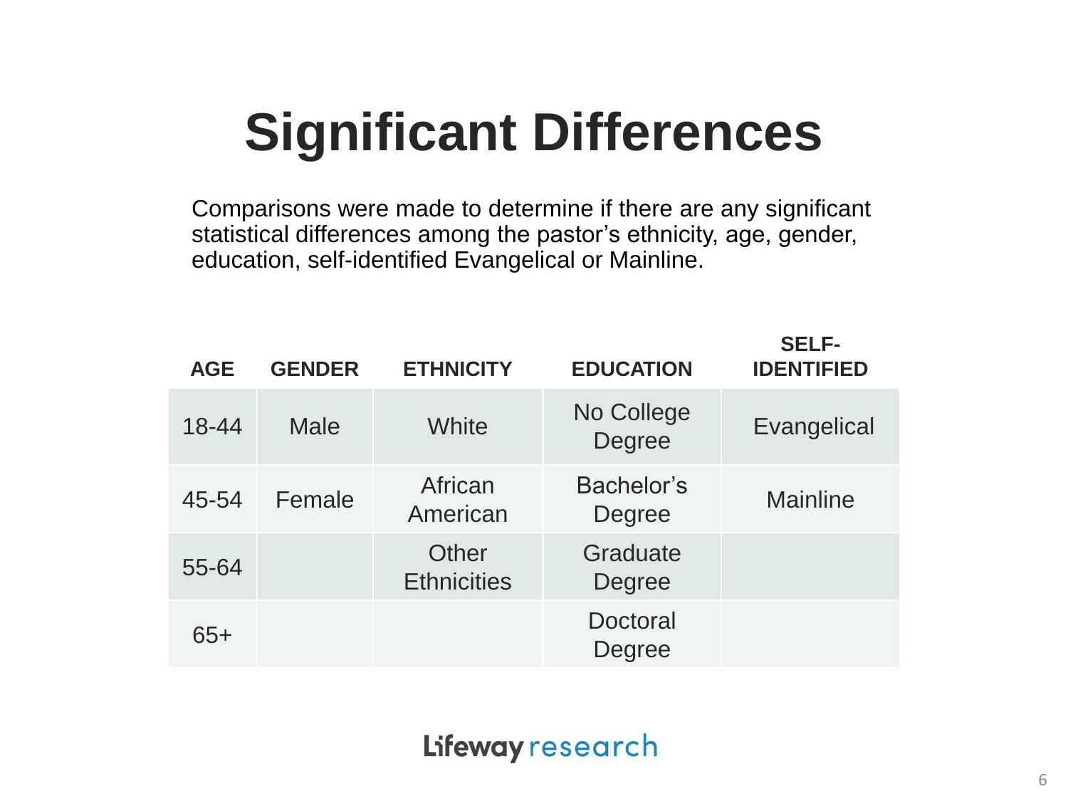# Significant Differences

Comparisons were made to determine if there are any significant statistical differences among the pastor's ethnicity, age, gender, education, self-identified Evangelical or Mainline.

| AGE | GENDER | ETHNICITY | EDUCATION | SELF-IDENTIFIED |
|---|---|---|---|---|
| 18-44 | Male | White | No College Degree | Evangelical |
| 45-54 | Female | African American | Bachelor's Degree | Mainline |
| 55-64 | | Other Ethnicities | Graduate Degree | |
| 65+ | | | Doctoral Degree | |

Lifeway research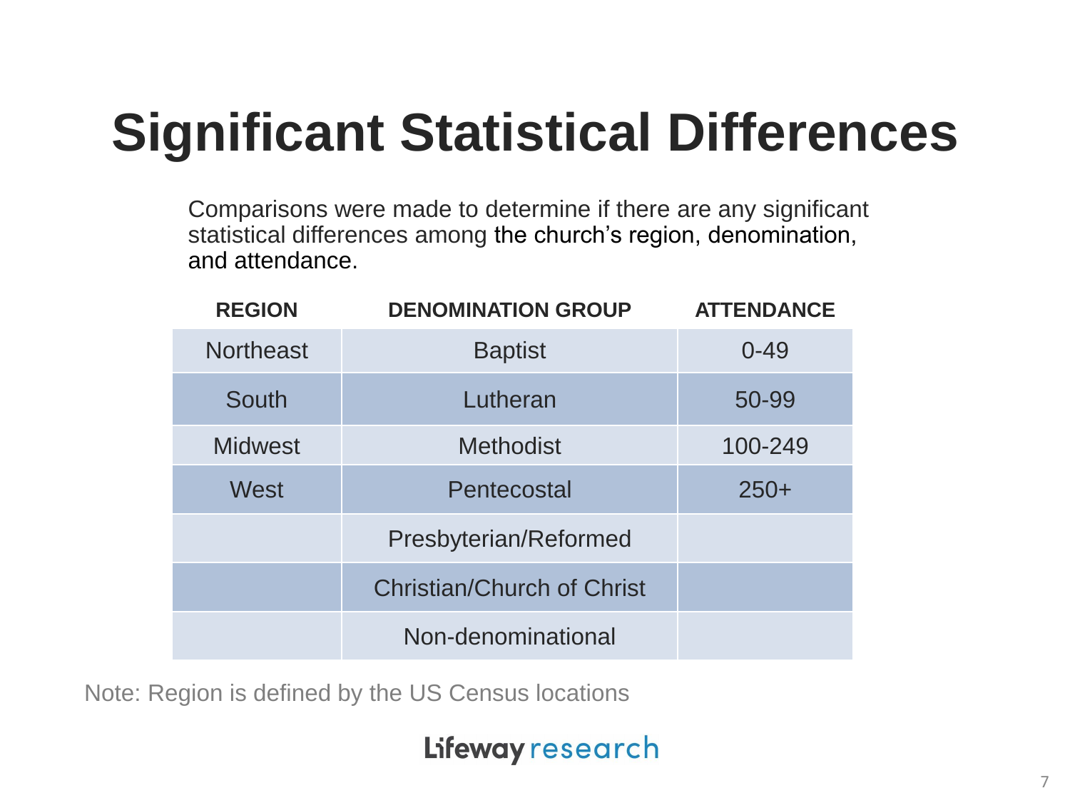# Significant Statistical Differences

Comparisons were made to determine if there are any significant statistical differences among the church's region, denomination, and attendance.

| REGION | DENOMINATION GROUP | ATTENDANCE |
|---|---|---|
| Northeast | Baptist | 0-49 |
| South | Lutheran | 50-99 |
| Midwest | Methodist | 100-249 |
| West | Pentecostal | 250+ |
| | Presbyterian/Reformed | |
| | Christian/Church of Christ | |
| | Non-denominational | |

Note: Region is defined by the US Census locations

Lifeway research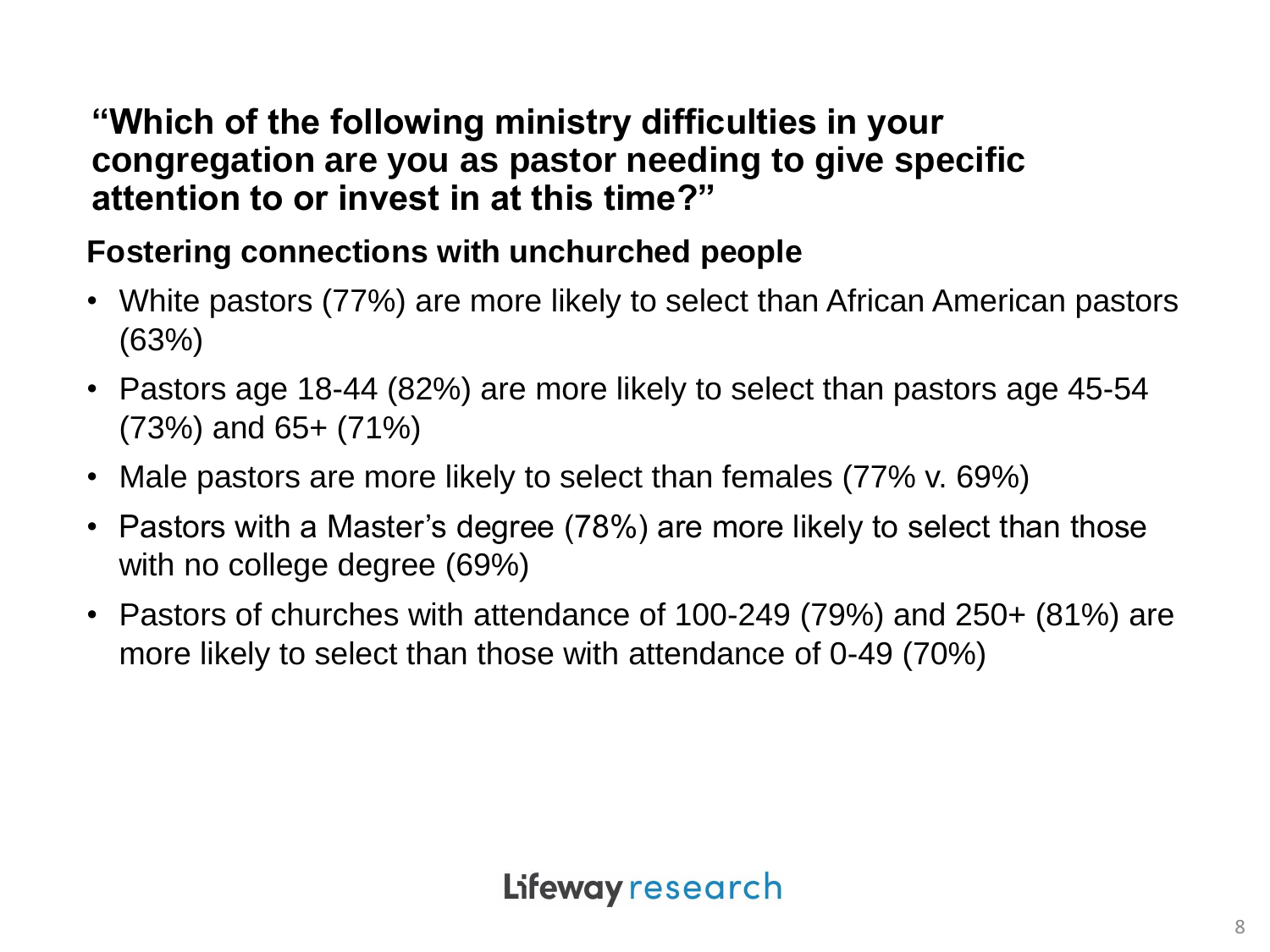## "Which of the following ministry difficulties in your congregation are you as pastor needing to give specific attention to or invest in at this time?"

### Fostering connections with unchurched people

- White pastors (77%) are more likely to select than African American pastors (63%)
- Pastors age 18-44 (82%) are more likely to select than pastors age 45-54 (73%) and 65+ (71%)
- Male pastors are more likely to select than females (77% v. 69%)
- Pastors with a Master's degree (78%) are more likely to select than those with no college degree (69%)
- Pastors of churches with attendance of 100-249 (79%) and 250+ (81%) are more likely to select than those with attendance of 0-49 (70%)

Lifeway research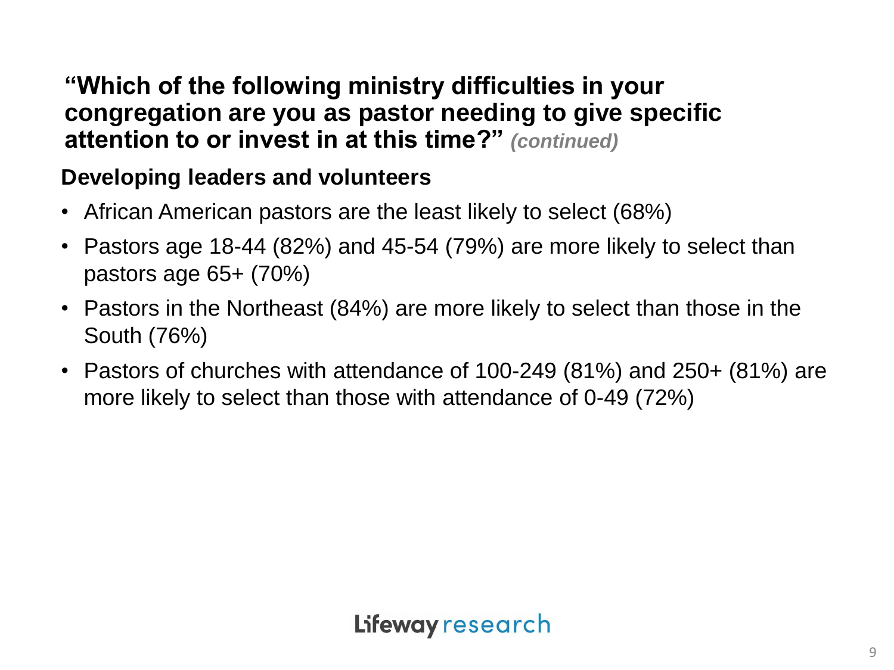## “Which of the following ministry difficulties in your congregation are you as pastor needing to give specific attention to or invest in at this time?” *(continued)*

### Developing leaders and volunteers

- African American pastors are the least likely to select (68%)
- Pastors age 18-44 (82%) and 45-54 (79%) are more likely to select than pastors age 65+ (70%)
- Pastors in the Northeast (84%) are more likely to select than those in the South (76%)
- Pastors of churches with attendance of 100-249 (81%) and 250+ (81%) are more likely to select than those with attendance of 0-49 (72%)

Lifeway research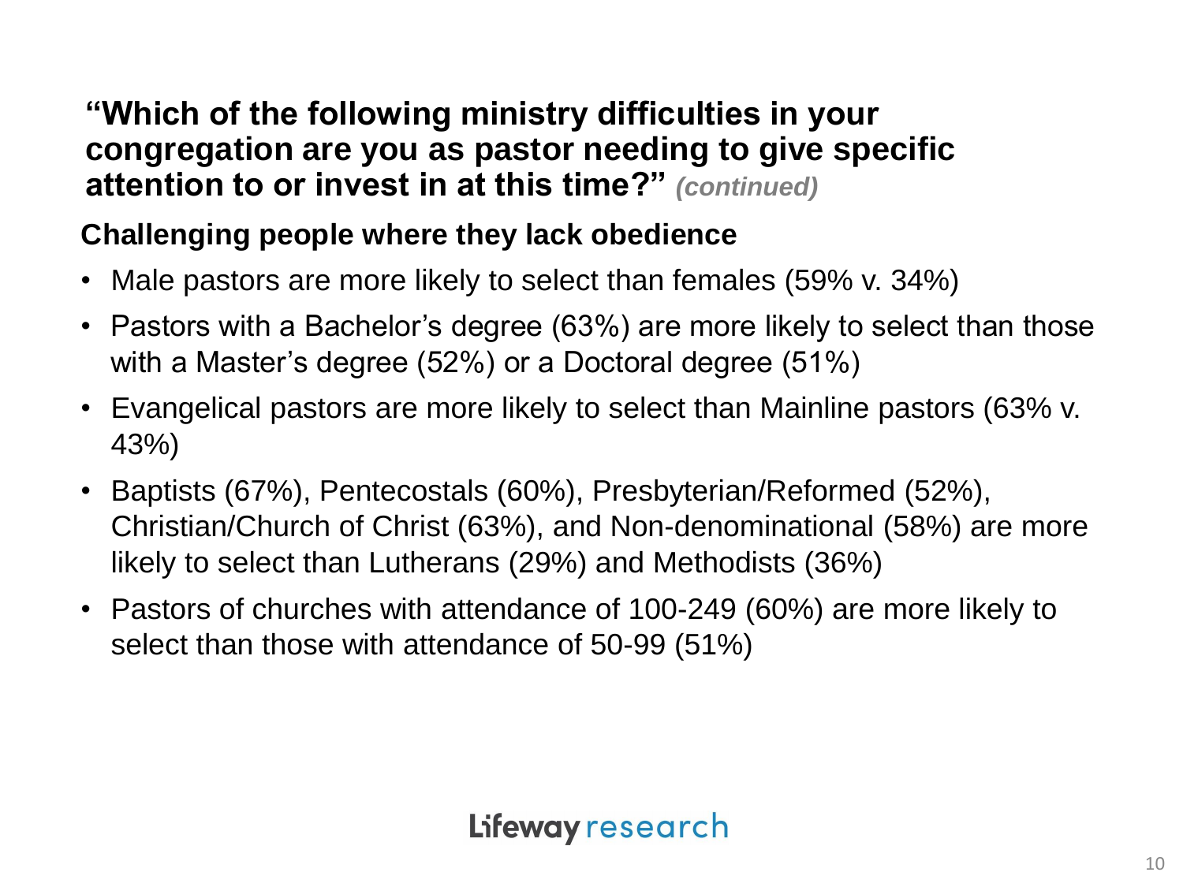## "Which of the following ministry difficulties in your congregation are you as pastor needing to give specific attention to or invest in at this time?" *(continued)*

### Challenging people where they lack obedience

- Male pastors are more likely to select than females (59% v. 34%)
- Pastors with a Bachelor's degree (63%) are more likely to select than those with a Master's degree (52%) or a Doctoral degree (51%)
- Evangelical pastors are more likely to select than Mainline pastors (63% v. 43%)
- Baptists (67%), Pentecostals (60%), Presbyterian/Reformed (52%), Christian/Church of Christ (63%), and Non-denominational (58%) are more likely to select than Lutherans (29%) and Methodists (36%)
- Pastors of churches with attendance of 100-249 (60%) are more likely to select than those with attendance of 50-99 (51%)

Lifeway research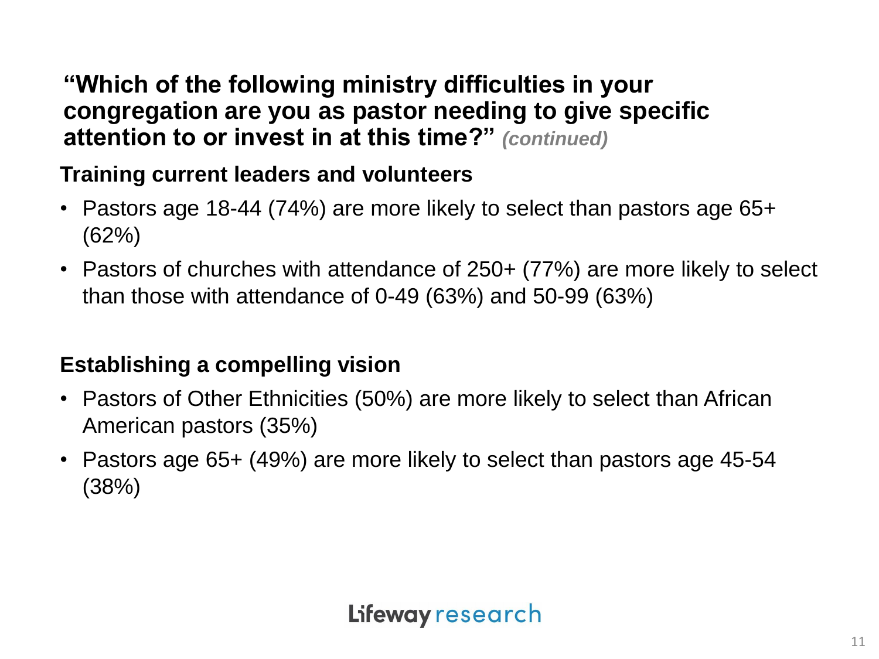## "Which of the following ministry difficulties in your congregation are you as pastor needing to give specific attention to or invest in at this time?" *(continued)*

### Training current leaders and volunteers

- Pastors age 18-44 (74%) are more likely to select than pastors age 65+ (62%)
- Pastors of churches with attendance of 250+ (77%) are more likely to select than those with attendance of 0-49 (63%) and 50-99 (63%)

### Establishing a compelling vision

- Pastors of Other Ethnicities (50%) are more likely to select than African American pastors (35%)
- Pastors age 65+ (49%) are more likely to select than pastors age 45-54 (38%)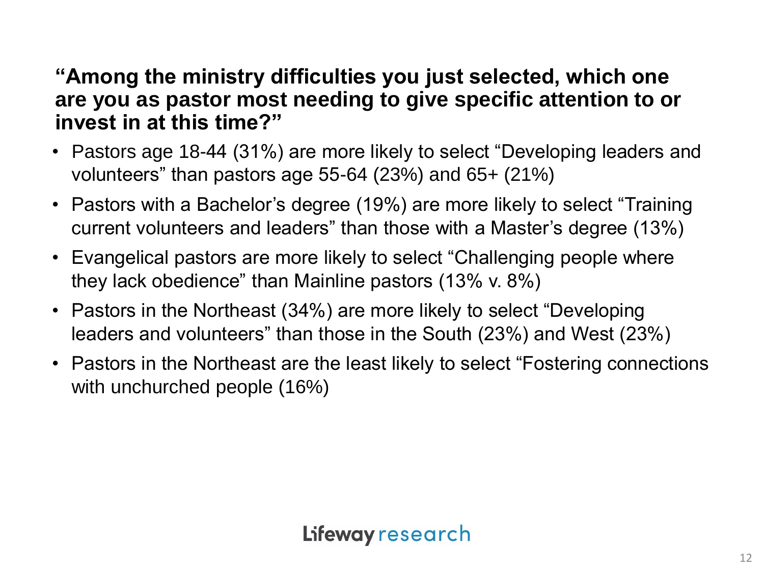## "Among the ministry difficulties you just selected, which one are you as pastor most needing to give specific attention to or invest in at this time?"

- Pastors age 18-44 (31%) are more likely to select "Developing leaders and volunteers" than pastors age 55-64 (23%) and 65+ (21%)
- Pastors with a Bachelor's degree (19%) are more likely to select "Training current volunteers and leaders" than those with a Master's degree (13%)
- Evangelical pastors are more likely to select "Challenging people where they lack obedience" than Mainline pastors (13% v. 8%)
- Pastors in the Northeast (34%) are more likely to select "Developing leaders and volunteers" than those in the South (23%) and West (23%)
- Pastors in the Northeast are the least likely to select "Fostering connections with unchurched people (16%)

Lifeway research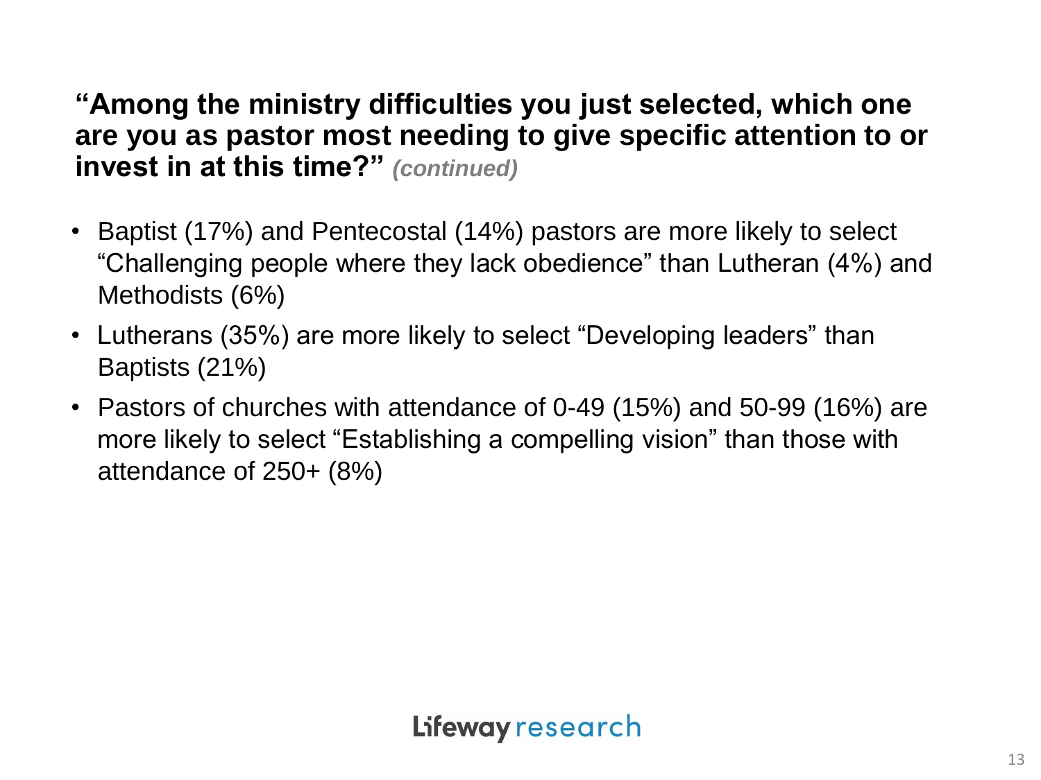## "Among the ministry difficulties you just selected, which one are you as pastor most needing to give specific attention to or invest in at this time?" *(continued)*

- Baptist (17%) and Pentecostal (14%) pastors are more likely to select "Challenging people where they lack obedience" than Lutheran (4%) and Methodists (6%)
- Lutherans (35%) are more likely to select "Developing leaders" than Baptists (21%)
- Pastors of churches with attendance of 0-49 (15%) and 50-99 (16%) are more likely to select "Establishing a compelling vision" than those with attendance of 250+ (8%)

Lifeway research